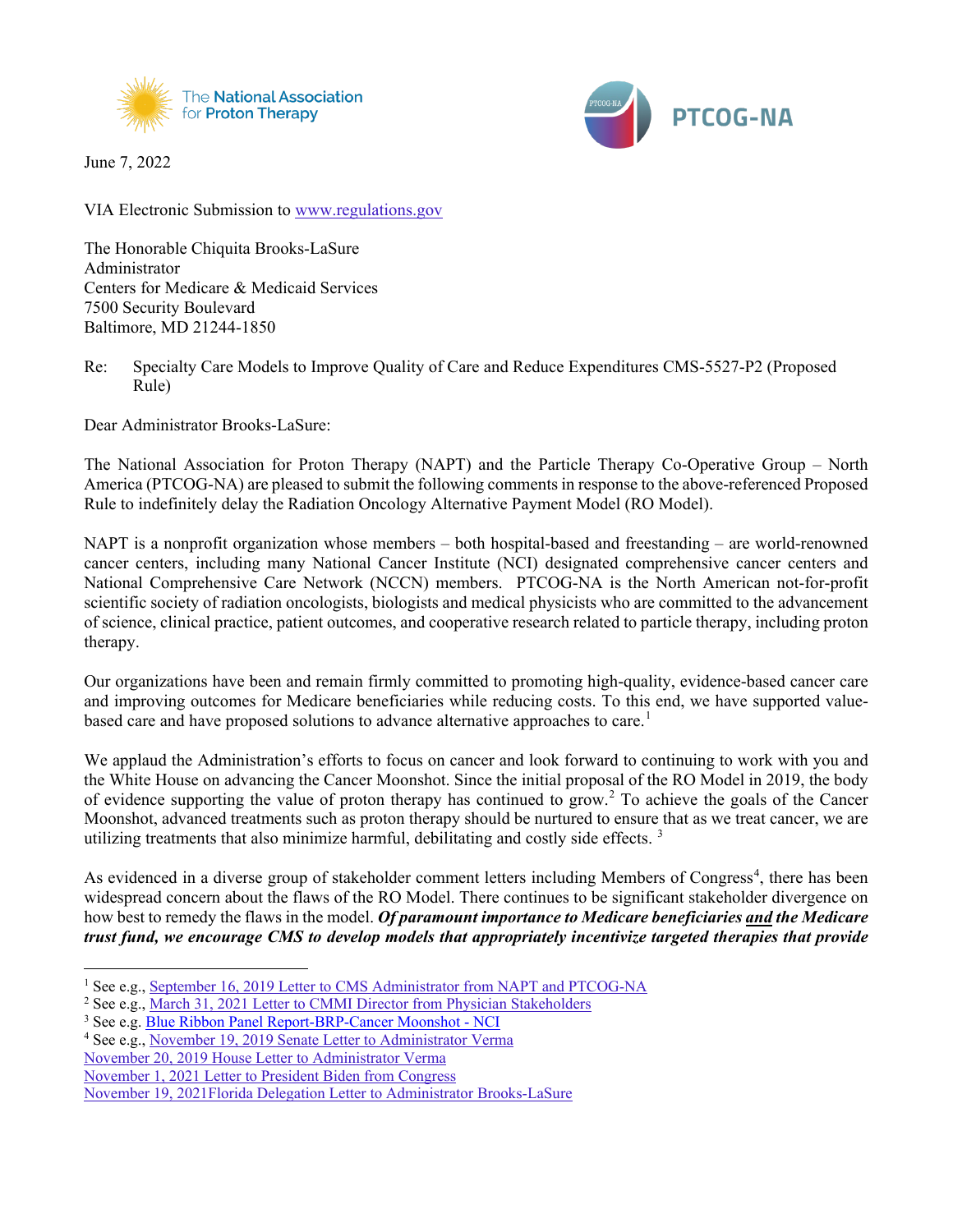The National Association for Proton Therapy

PTCOG-NA

June 7, 2022

VIA Electronic Submission to www.regulations.gov

The Honorable Chiquita Brooks-LaSure
Administrator
Centers for Medicare & Medicaid Services
7500 Security Boulevard
Baltimore, MD 21244-1850

Re: Specialty Care Models to Improve Quality of Care and Reduce Expenditures CMS-5527-P2 (Proposed Rule)

Dear Administrator Brooks-LaSure:

The National Association for Proton Therapy (NAPT) and the Particle Therapy Co-Operative Group – North America (PTCOG-NA) are pleased to submit the following comments in response to the above-referenced Proposed Rule to indefinitely delay the Radiation Oncology Alternative Payment Model (RO Model).

NAPT is a nonprofit organization whose members – both hospital-based and freestanding – are world-renowned cancer centers, including many National Cancer Institute (NCI) designated comprehensive cancer centers and National Comprehensive Care Network (NCCN) members. PTCOG-NA is the North American not-for-profit scientific society of radiation oncologists, biologists and medical physicists who are committed to the advancement of science, clinical practice, patient outcomes, and cooperative research related to particle therapy, including proton therapy.

Our organizations have been and remain firmly committed to promoting high-quality, evidence-based cancer care and improving outcomes for Medicare beneficiaries while reducing costs. To this end, we have supported value-based care and have proposed solutions to advance alternative approaches to care.[1]

We applaud the Administration's efforts to focus on cancer and look forward to continuing to work with you and the White House on advancing the Cancer Moonshot. Since the initial proposal of the RO Model in 2019, the body of evidence supporting the value of proton therapy has continued to grow.[2] To achieve the goals of the Cancer Moonshot, advanced treatments such as proton therapy should be nurtured to ensure that as we treat cancer, we are utilizing treatments that also minimize harmful, debilitating and costly side effects.[3]

As evidenced in a diverse group of stakeholder comment letters including Members of Congress[4], there has been widespread concern about the flaws of the RO Model. There continues to be significant stakeholder divergence on how best to remedy the flaws in the model. ***Of paramount importance to Medicare beneficiaries and the Medicare trust fund, we encourage CMS to develop models that appropriately incentivize targeted therapies that provide***

---

[1] See e.g., September 16, 2019 Letter to CMS Administrator from NAPT and PTCOG-NA

[2] See e.g., March 31, 2021 Letter to CMMI Director from Physician Stakeholders

[3] See e.g. Blue Ribbon Panel Report-BRP-Cancer Moonshot - NCI

[4] See e.g., November 19, 2019 Senate Letter to Administrator Verma
November 20, 2019 House Letter to Administrator Verma
November 1, 2021 Letter to President Biden from Congress
November 19, 2021Florida Delegation Letter to Administrator Brooks-LaSure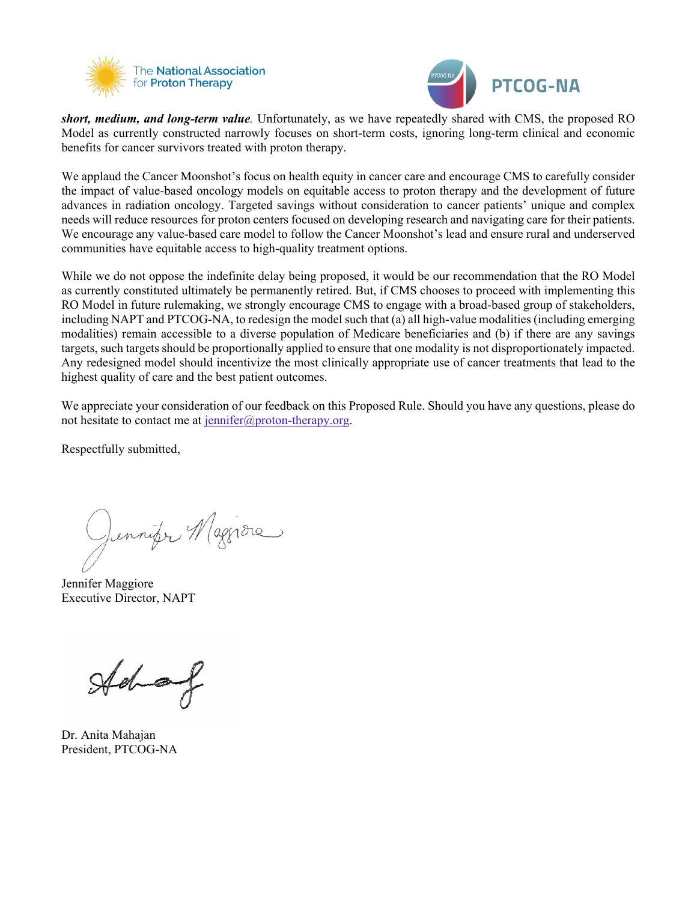***short, medium, and long-term value.*** Unfortunately, as we have repeatedly shared with CMS, the proposed RO Model as currently constructed narrowly focuses on short-term costs, ignoring long-term clinical and economic benefits for cancer survivors treated with proton therapy.

We applaud the Cancer Moonshot's focus on health equity in cancer care and encourage CMS to carefully consider the impact of value-based oncology models on equitable access to proton therapy and the development of future advances in radiation oncology. Targeted savings without consideration to cancer patients' unique and complex needs will reduce resources for proton centers focused on developing research and navigating care for their patients. We encourage any value-based care model to follow the Cancer Moonshot's lead and ensure rural and underserved communities have equitable access to high-quality treatment options.

While we do not oppose the indefinite delay being proposed, it would be our recommendation that the RO Model as currently constituted ultimately be permanently retired. But, if CMS chooses to proceed with implementing this RO Model in future rulemaking, we strongly encourage CMS to engage with a broad-based group of stakeholders, including NAPT and PTCOG-NA, to redesign the model such that (a) all high-value modalities (including emerging modalities) remain accessible to a diverse population of Medicare beneficiaries and (b) if there are any savings targets, such targets should be proportionally applied to ensure that one modality is not disproportionately impacted. Any redesigned model should incentivize the most clinically appropriate use of cancer treatments that lead to the highest quality of care and the best patient outcomes.

We appreciate your consideration of our feedback on this Proposed Rule. Should you have any questions, please do not hesitate to contact me at jennifer@proton-therapy.org.

Respectfully submitted,

Jennifer Maggiore
Executive Director, NAPT

Dr. Anita Mahajan
President, PTCOG-NA